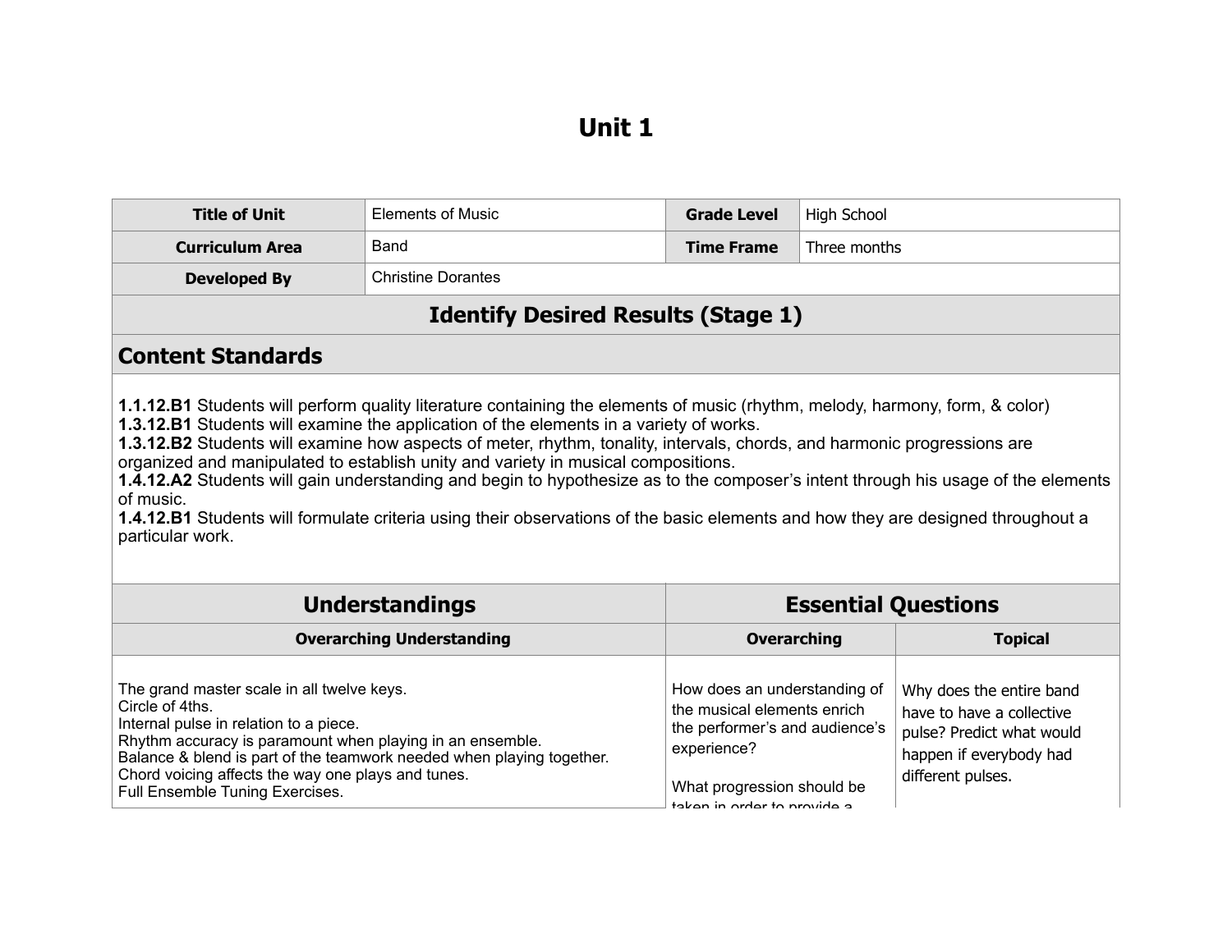# Unit 1

| | | | |
|---|---|---|---|
| **Title of Unit** | Elements of Music | **Grade Level** | High School |
| **Curriculum Area** | Band | **Time Frame** | Three months |
| **Developed By** | Christine Dorantes | | |

## Identify Desired Results (Stage 1)

### Content Standards

**1.1.12.B1** Students will perform quality literature containing the elements of music (rhythm, melody, harmony, form, & color)
**1.3.12.B1** Students will examine the application of the elements in a variety of works.
**1.3.12.B2** Students will examine how aspects of meter, rhythm, tonality, intervals, chords, and harmonic progressions are organized and manipulated to establish unity and variety in musical compositions.
**1.4.12.A2** Students will gain understanding and begin to hypothesize as to the composer's intent through his usage of the elements of music.
**1.4.12.B1** Students will formulate criteria using their observations of the basic elements and how they are designed throughout a particular work.

| Understandings | Essential Questions | |
|---|---|---|
| **Overarching Understanding** | **Overarching** | **Topical** |
| The grand master scale in all twelve keys.<br>Circle of 4ths.<br>Internal pulse in relation to a piece.<br>Rhythm accuracy is paramount when playing in an ensemble.<br>Balance & blend is part of the teamwork needed when playing together.<br>Chord voicing affects the way one plays and tunes.<br>Full Ensemble Tuning Exercises. | How does an understanding of the musical elements enrich the performer's and audience's experience?<br><br>What progression should be taken in order to provide a | Why does the entire band have to have a collective pulse? Predict what would happen if everybody had different pulses. |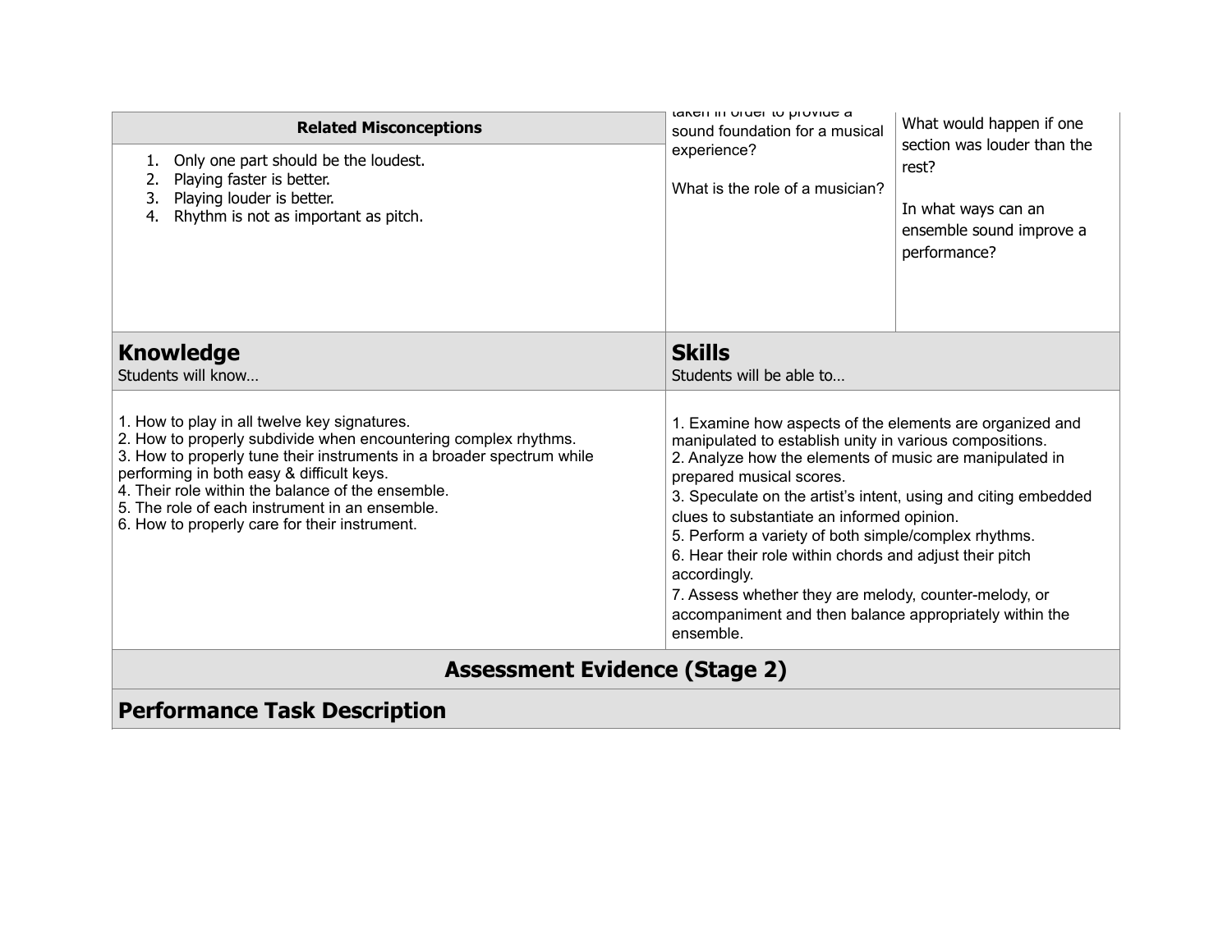| Related Misconceptions | | |
|---|---|---|
| 1. Only one part should be the loudest.<br>2. Playing faster is better.<br>3. Playing louder is better.<br>4. Rhythm is not as important as pitch. | taken in order to provide a sound foundation for a musical experience?<br><br>What is the role of a musician? | What would happen if one section was louder than the rest?<br><br>In what ways can an ensemble sound improve a performance? |

| **Knowledge**<br>Students will know… | **Skills**<br>Students will be able to… |
|---|---|
| 1. How to play in all twelve key signatures.<br>2. How to properly subdivide when encountering complex rhythms.<br>3. How to properly tune their instruments in a broader spectrum while performing in both easy & difficult keys.<br>4. Their role within the balance of the ensemble.<br>5. The role of each instrument in an ensemble.<br>6. How to properly care for their instrument. | 1. Examine how aspects of the elements are organized and manipulated to establish unity in various compositions.<br>2. Analyze how the elements of music are manipulated in prepared musical scores.<br>3. Speculate on the artist's intent, using and citing embedded clues to substantiate an informed opinion.<br>5. Perform a variety of both simple/complex rhythms.<br>6. Hear their role within chords and adjust their pitch accordingly.<br>7. Assess whether they are melody, counter-melody, or accompaniment and then balance appropriately within the ensemble. |

## Assessment Evidence (Stage 2)

### Performance Task Description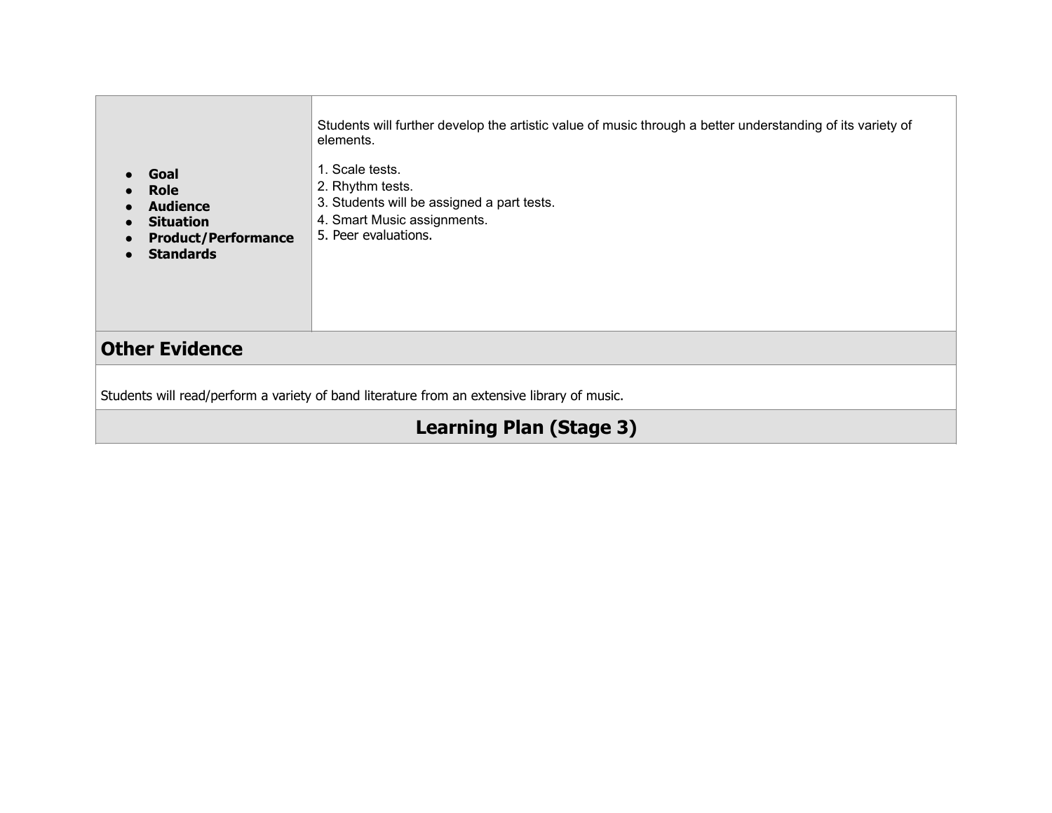| | |
|---|---|
| <ul><li>**Goal**</li><li>**Role**</li><li>**Audience**</li><li>**Situation**</li><li>**Product/Performance**</li><li>**Standards**</li></ul> | Students will further develop the artistic value of music through a better understanding of its variety of elements.<br><br>1. Scale tests.<br>2. Rhythm tests.<br>3. Students will be assigned a part tests.<br>4. Smart Music assignments.<br>5. Peer evaluations. |

## Other Evidence

Students will read/perform a variety of band literature from an extensive library of music.

## Learning Plan (Stage 3)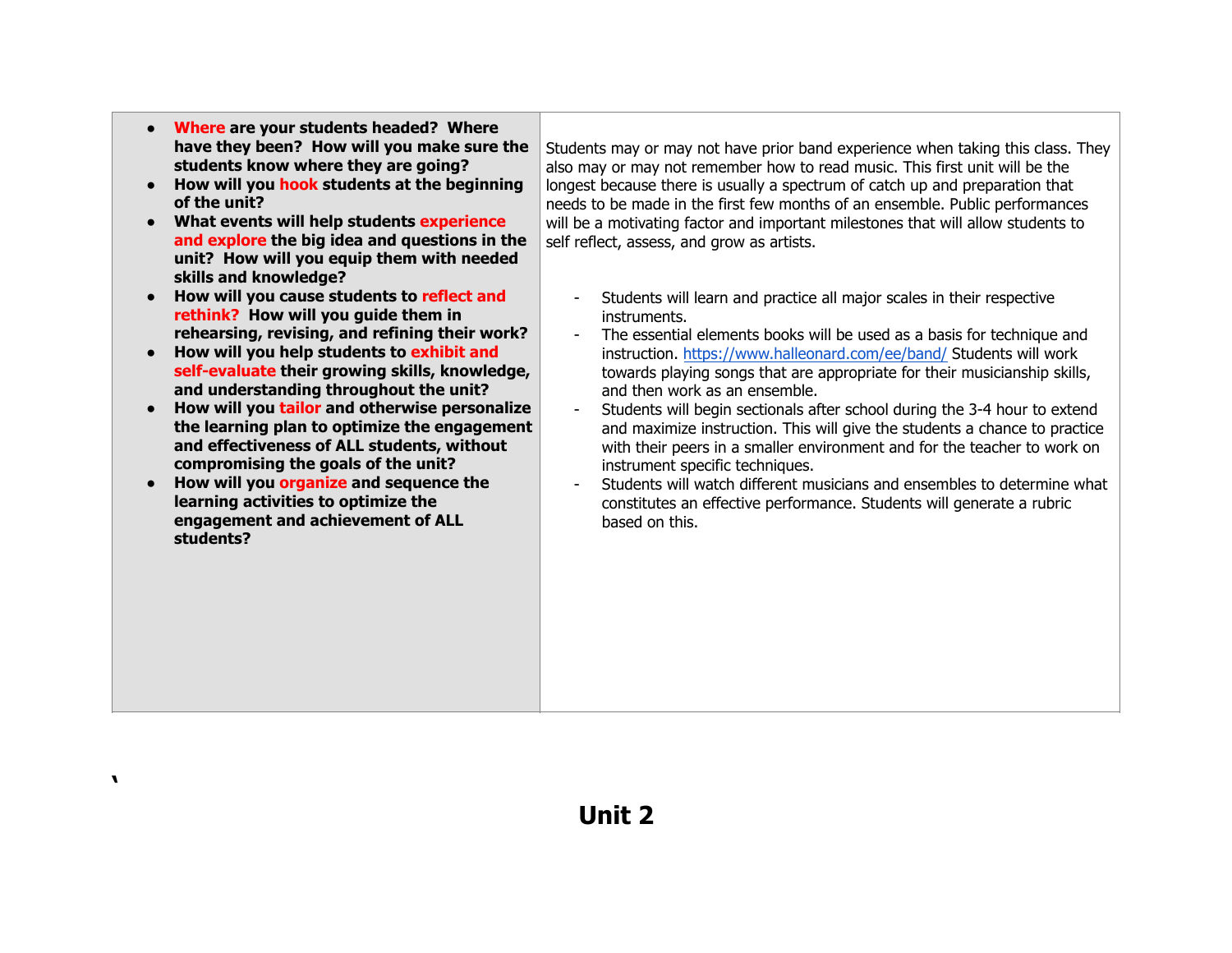| | |
|---|---|
| <ul><li>**Where are your students headed? Where have they been? How will you make sure the students know where they are going?**</li><li>**How will you hook students at the beginning of the unit?**</li><li>**What events will help students experience and explore the big idea and questions in the unit? How will you equip them with needed skills and knowledge?**</li><li>**How will you cause students to reflect and rethink? How will you guide them in rehearsing, revising, and refining their work?**</li><li>**How will you help students to exhibit and self-evaluate their growing skills, knowledge, and understanding throughout the unit?**</li><li>**How will you tailor and otherwise personalize the learning plan to optimize the engagement and effectiveness of ALL students, without compromising the goals of the unit?**</li><li>**How will you organize and sequence the learning activities to optimize the engagement and achievement of ALL students?**</li></ul> | Students may or may not have prior band experience when taking this class. They also may or may not remember how to read music. This first unit will be the longest because there is usually a spectrum of catch up and preparation that needs to be made in the first few months of an ensemble. Public performances will be a motivating factor and important milestones that will allow students to self reflect, assess, and grow as artists.<br><br>- Students will learn and practice all major scales in their respective instruments.<br>- The essential elements books will be used as a basis for technique and instruction. https://www.halleonard.com/ee/band/ Students will work towards playing songs that are appropriate for their musicianship skills, and then work as an ensemble.<br>- Students will begin sectionals after school during the 3-4 hour to extend and maximize instruction. This will give the students a chance to practice with their peers in a smaller environment and for the teacher to work on instrument specific techniques.<br>- Students will watch different musicians and ensembles to determine what constitutes an effective performance. Students will generate a rubric based on this. |

`

# Unit 2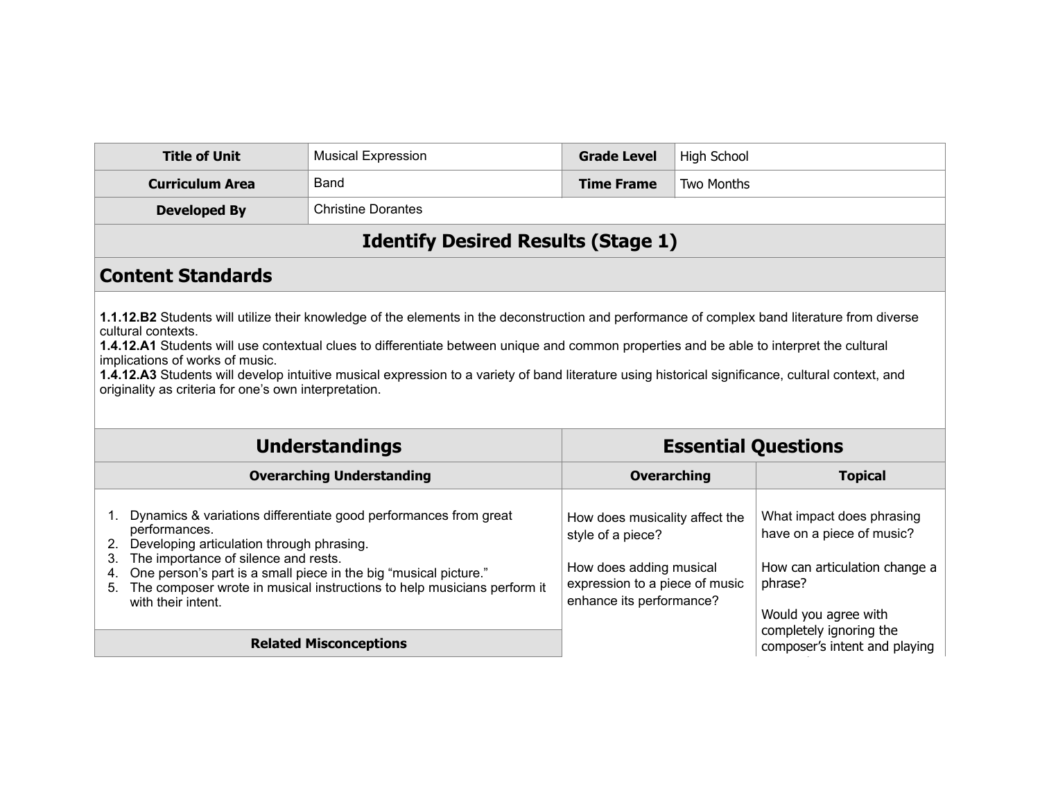| | | | |
|---|---|---|---|
| **Title of Unit** | Musical Expression | **Grade Level** | High School |
| **Curriculum Area** | Band | **Time Frame** | Two Months |
| **Developed By** | Christine Dorantes | | |

## Identify Desired Results (Stage 1)

## Content Standards

**1.1.12.B2** Students will utilize their knowledge of the elements in the deconstruction and performance of complex band literature from diverse cultural contexts.
**1.4.12.A1** Students will use contextual clues to differentiate between unique and common properties and be able to interpret the cultural implications of works of music.
**1.4.12.A3** Students will develop intuitive musical expression to a variety of band literature using historical significance, cultural context, and originality as criteria for one's own interpretation.

| **Understandings** | **Essential Questions** | |
|---|---|---|
| **Overarching Understanding** | **Overarching** | **Topical** |
| 1. Dynamics & variations differentiate good performances from great performances.<br>2. Developing articulation through phrasing.<br>3. The importance of silence and rests.<br>4. One person's part is a small piece in the big "musical picture."<br>5. The composer wrote in musical instructions to help musicians perform it with their intent. | How does musicality affect the style of a piece?<br><br>How does adding musical expression to a piece of music enhance its performance? | What impact does phrasing have on a piece of music?<br><br>How can articulation change a phrase?<br><br>Would you agree with completely ignoring the composer's intent and playing |
| **Related Misconceptions** | | |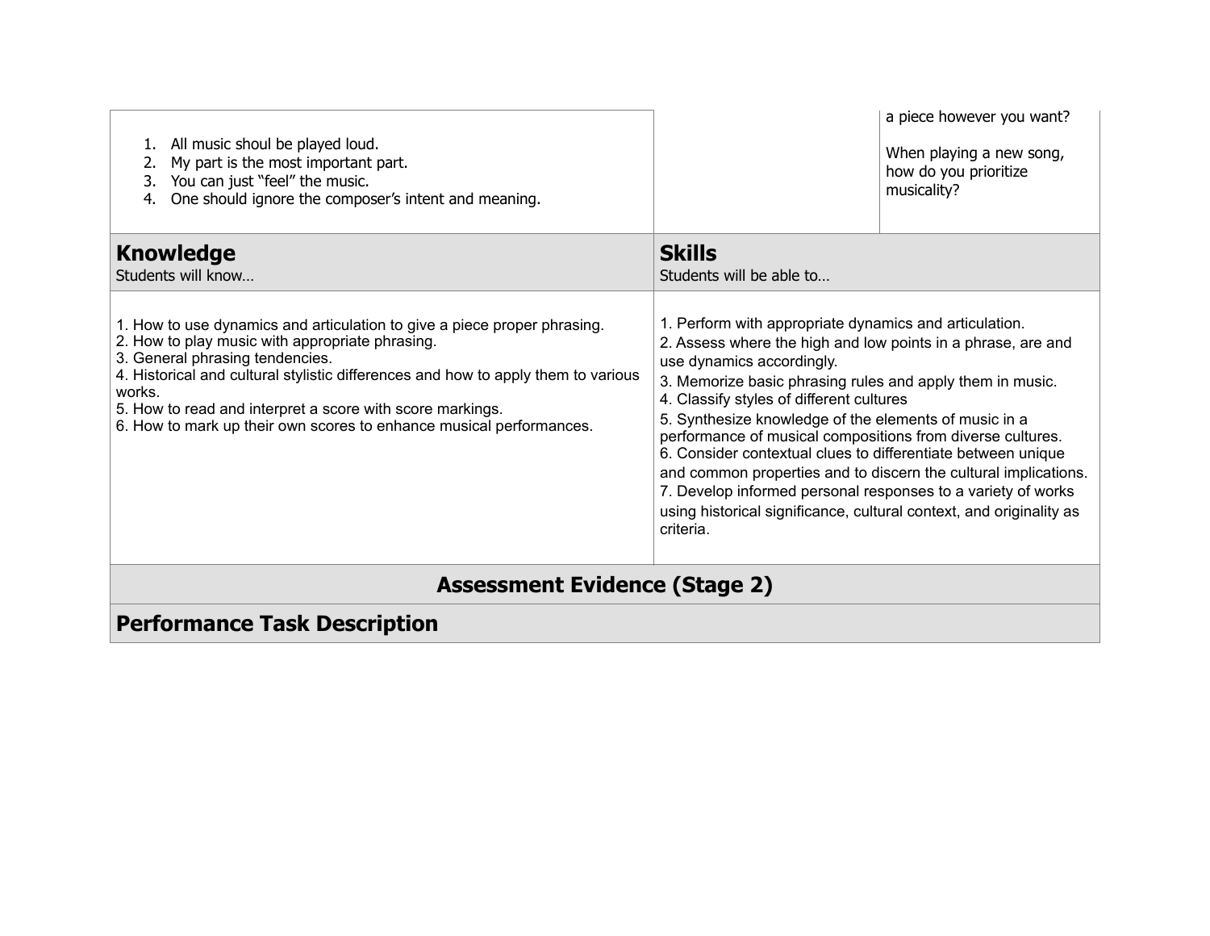| | | |
|---|---|---|
| 1. All music shoul be played loud.<br>2. My part is the most important part.<br>3. You can just "feel" the music.<br>4. One should ignore the composer's intent and meaning. | | a piece however you want?<br><br>When playing a new song, how do you prioritize musicality? |

| **Knowledge**<br>Students will know… | **Skills**<br>Students will be able to… |
|---|---|
| 1. How to use dynamics and articulation to give a piece proper phrasing.<br>2. How to play music with appropriate phrasing.<br>3. General phrasing tendencies.<br>4. Historical and cultural stylistic differences and how to apply them to various works.<br>5. How to read and interpret a score with score markings.<br>6. How to mark up their own scores to enhance musical performances. | 1. Perform with appropriate dynamics and articulation.<br>2. Assess where the high and low points in a phrase, are and use dynamics accordingly.<br>3. Memorize basic phrasing rules and apply them in music.<br>4. Classify styles of different cultures<br>5. Synthesize knowledge of the elements of music in a performance of musical compositions from diverse cultures.<br>6. Consider contextual clues to differentiate between unique and common properties and to discern the cultural implications.<br>7. Develop informed personal responses to a variety of works using historical significance, cultural context, and originality as criteria. |

## Assessment Evidence (Stage 2)

### Performance Task Description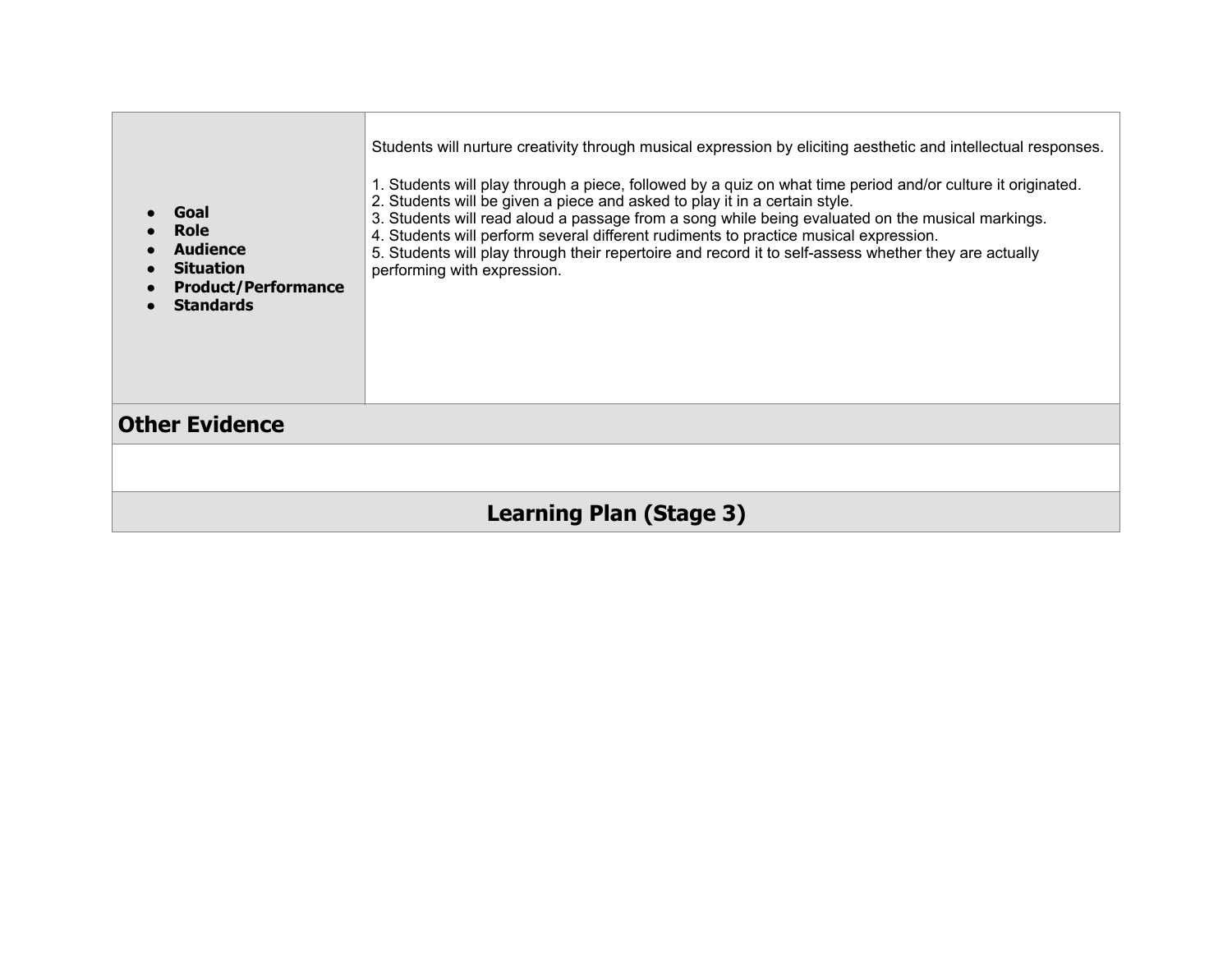| | |
|---|---|
| <ul><li>**Goal**</li><li>**Role**</li><li>**Audience**</li><li>**Situation**</li><li>**Product/Performance**</li><li>**Standards**</li></ul> | Students will nurture creativity through musical expression by eliciting aesthetic and intellectual responses.<br><br>1. Students will play through a piece, followed by a quiz on what time period and/or culture it originated.<br>2. Students will be given a piece and asked to play it in a certain style.<br>3. Students will read aloud a passage from a song while being evaluated on the musical markings.<br>4. Students will perform several different rudiments to practice musical expression.<br>5. Students will play through their repertoire and record it to self-assess whether they are actually performing with expression. |

## Other Evidence

## Learning Plan (Stage 3)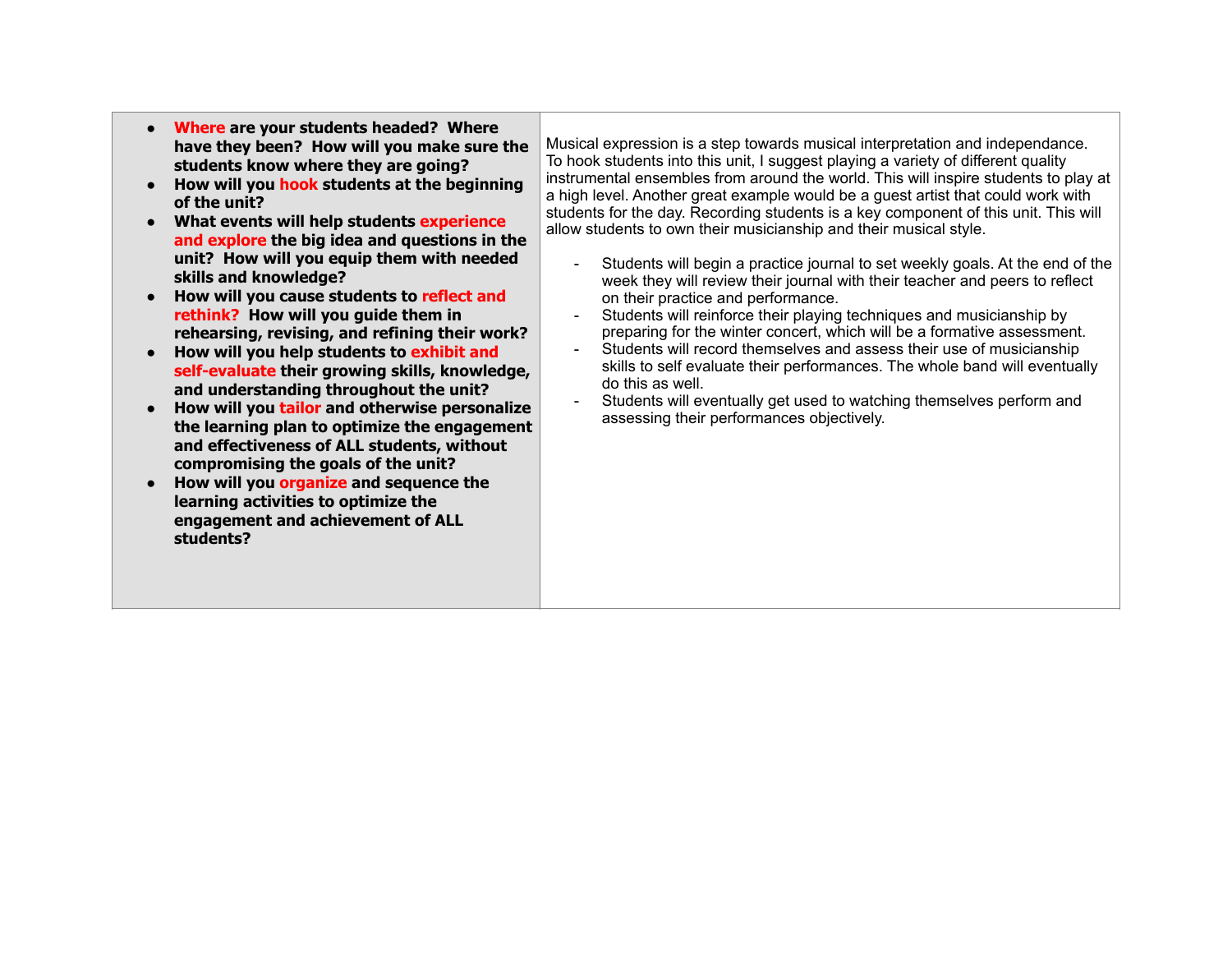| | |
|---|---|
| • **Where are your students headed? Where have they been? How will you make sure the students know where they are going?**<br>• **How will you hook students at the beginning of the unit?**<br>• **What events will help students experience and explore the big idea and questions in the unit? How will you equip them with needed skills and knowledge?**<br>• **How will you cause students to reflect and rethink? How will you guide them in rehearsing, revising, and refining their work?**<br>• **How will you help students to exhibit and self-evaluate their growing skills, knowledge, and understanding throughout the unit?**<br>• **How will you tailor and otherwise personalize the learning plan to optimize the engagement and effectiveness of ALL students, without compromising the goals of the unit?**<br>• **How will you organize and sequence the learning activities to optimize the engagement and achievement of ALL students?** | Musical expression is a step towards musical interpretation and independance. To hook students into this unit, I suggest playing a variety of different quality instrumental ensembles from around the world. This will inspire students to play at a high level. Another great example would be a guest artist that could work with students for the day. Recording students is a key component of this unit. This will allow students to own their musicianship and their musical style.<br><br>- Students will begin a practice journal to set weekly goals. At the end of the week they will review their journal with their teacher and peers to reflect on their practice and performance.<br>- Students will reinforce their playing techniques and musicianship by preparing for the winter concert, which will be a formative assessment.<br>- Students will record themselves and assess their use of musicianship skills to self evaluate their performances. The whole band will eventually do this as well.<br>- Students will eventually get used to watching themselves perform and assessing their performances objectively. |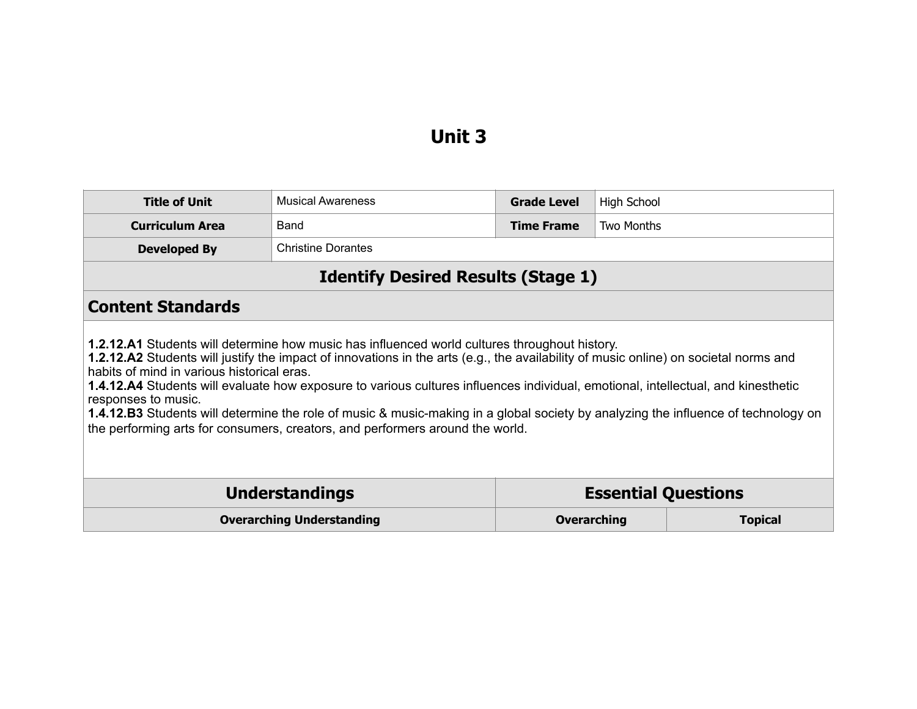# Unit 3

| | | | |
|---|---|---|---|
| **Title of Unit** | Musical Awareness | **Grade Level** | High School |
| **Curriculum Area** | Band | **Time Frame** | Two Months |
| **Developed By** | Christine Dorantes | | |

## Identify Desired Results (Stage 1)

### Content Standards

**1.2.12.A1** Students will determine how music has influenced world cultures throughout history.
**1.2.12.A2** Students will justify the impact of innovations in the arts (e.g., the availability of music online) on societal norms and habits of mind in various historical eras.
**1.4.12.A4** Students will evaluate how exposure to various cultures influences individual, emotional, intellectual, and kinesthetic responses to music.
**1.4.12.B3** Students will determine the role of music & music-making in a global society by analyzing the influence of technology on the performing arts for consumers, creators, and performers around the world.

| Understandings | Essential Questions | |
|---|---|---|
| **Overarching Understanding** | **Overarching** | **Topical** |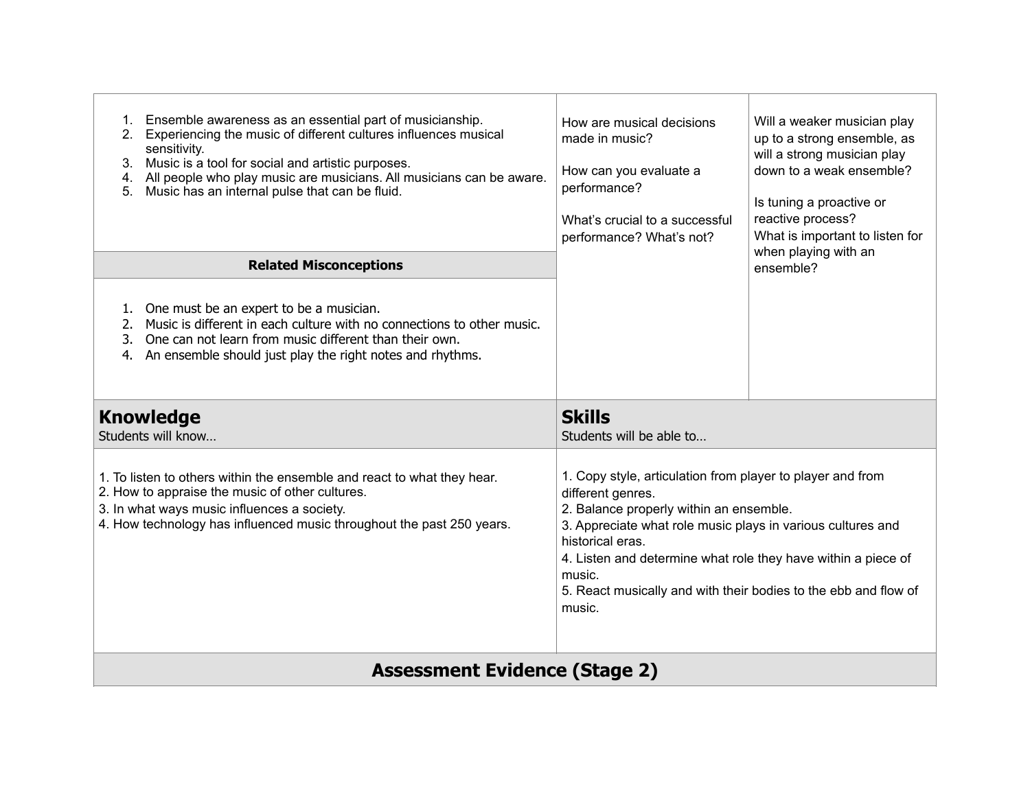| | | |
|---|---|---|
| 1. Ensemble awareness as an essential part of musicianship.<br>2. Experiencing the music of different cultures influences musical sensitivity.<br>3. Music is a tool for social and artistic purposes.<br>4. All people who play music are musicians. All musicians can be aware.<br>5. Music has an internal pulse that can be fluid. | How are musical decisions made in music?<br><br>How can you evaluate a performance?<br><br>What's crucial to a successful performance? What's not? | Will a weaker musician play up to a strong ensemble, as will a strong musician play down to a weak ensemble?<br><br>Is tuning a proactive or reactive process?<br>What is important to listen for when playing with an ensemble? |
| **Related Misconceptions** | | |
| 1. One must be an expert to be a musician.<br>2. Music is different in each culture with no connections to other music.<br>3. One can not learn from music different than their own.<br>4. An ensemble should just play the right notes and rhythms. | | |

| **Knowledge**<br>Students will know… | **Skills**<br>Students will be able to… |
|---|---|
| 1. To listen to others within the ensemble and react to what they hear.<br>2. How to appraise the music of other cultures.<br>3. In what ways music influences a society.<br>4. How technology has influenced music throughout the past 250 years. | 1. Copy style, articulation from player to player and from different genres.<br>2. Balance properly within an ensemble.<br>3. Appreciate what role music plays in various cultures and historical eras.<br>4. Listen and determine what role they have within a piece of music.<br>5. React musically and with their bodies to the ebb and flow of music. |

## Assessment Evidence (Stage 2)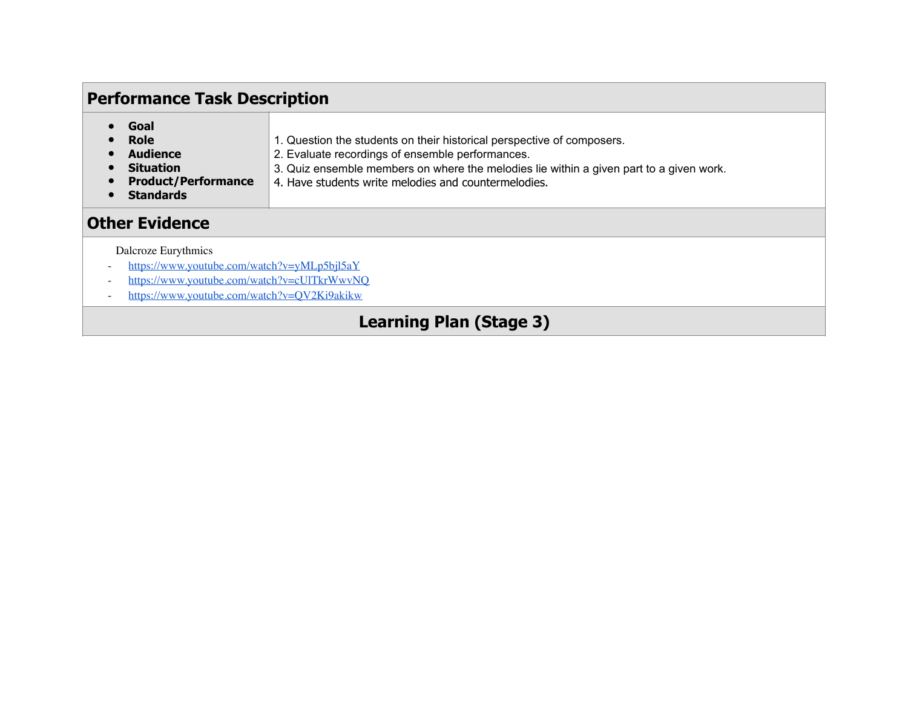## Performance Task Description

| | |
|---|---|
| • **Goal**<br>• **Role**<br>• **Audience**<br>• **Situation**<br>• **Product/Performance**<br>• **Standards** | 1. Question the students on their historical perspective of composers.<br>2. Evaluate recordings of ensemble performances.<br>3. Quiz ensemble members on where the melodies lie within a given part to a given work.<br>4. Have students write melodies and countermelodies. |

## Other Evidence

Dalcroze Eurythmics

- https://www.youtube.com/watch?v=yMLp5bjl5aY
- https://www.youtube.com/watch?v=cUlTkrWwvNQ
- https://www.youtube.com/watch?v=QV2Ki9akikw

## Learning Plan (Stage 3)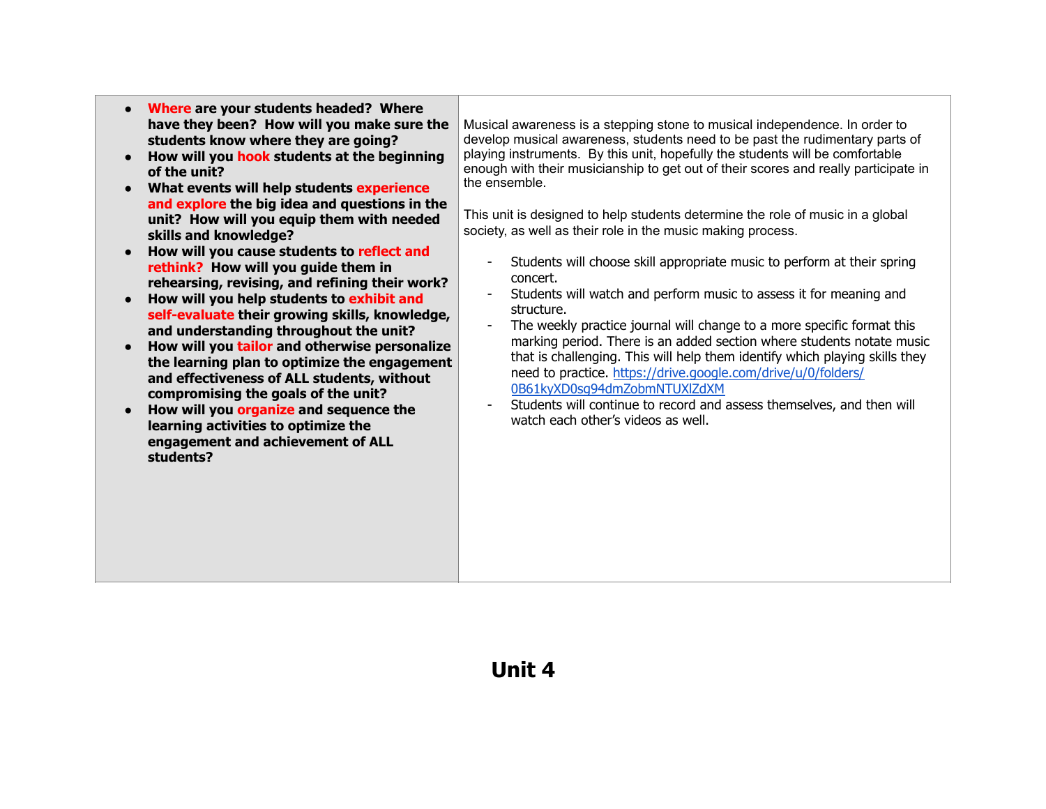| | |
|---|---|
| • **Where are your students headed? Where have they been? How will you make sure the students know where they are going?**<br>• **How will you hook students at the beginning of the unit?**<br>• **What events will help students experience and explore the big idea and questions in the unit? How will you equip them with needed skills and knowledge?**<br>• **How will you cause students to reflect and rethink? How will you guide them in rehearsing, revising, and refining their work?**<br>• **How will you help students to exhibit and self-evaluate their growing skills, knowledge, and understanding throughout the unit?**<br>• **How will you tailor and otherwise personalize the learning plan to optimize the engagement and effectiveness of ALL students, without compromising the goals of the unit?**<br>• **How will you organize and sequence the learning activities to optimize the engagement and achievement of ALL students?** | Musical awareness is a stepping stone to musical independence. In order to develop musical awareness, students need to be past the rudimentary parts of playing instruments. By this unit, hopefully the students will be comfortable enough with their musicianship to get out of their scores and really participate in the ensemble.<br><br>This unit is designed to help students determine the role of music in a global society, as well as their role in the music making process.<br><br>- Students will choose skill appropriate music to perform at their spring concert.<br>- Students will watch and perform music to assess it for meaning and structure.<br>- The weekly practice journal will change to a more specific format this marking period. There is an added section where students notate music that is challenging. This will help them identify which playing skills they need to practice. https://drive.google.com/drive/u/0/folders/0B61kyXD0sg94dmZobmNTUXlZdXM<br>- Students will continue to record and assess themselves, and then will watch each other's videos as well. |

# Unit 4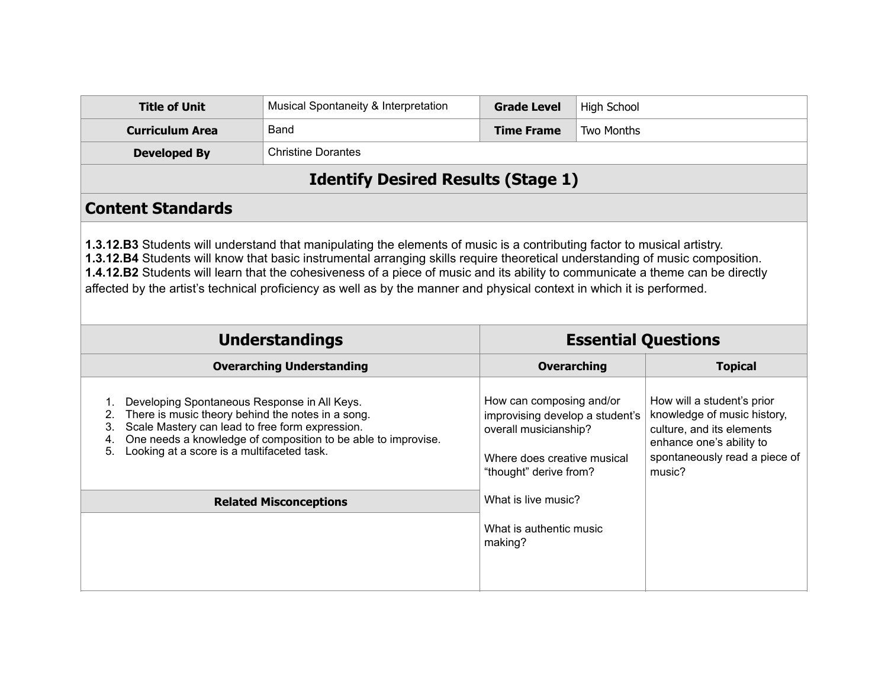| | | | |
|---|---|---|---|
| **Title of Unit** | Musical Spontaneity & Interpretation | **Grade Level** | High School |
| **Curriculum Area** | Band | **Time Frame** | Two Months |
| **Developed By** | Christine Dorantes | | |

## Identify Desired Results (Stage 1)

### Content Standards

**1.3.12.B3** Students will understand that manipulating the elements of music is a contributing factor to musical artistry.
**1.3.12.B4** Students will know that basic instrumental arranging skills require theoretical understanding of music composition.
**1.4.12.B2** Students will learn that the cohesiveness of a piece of music and its ability to communicate a theme can be directly affected by the artist's technical proficiency as well as by the manner and physical context in which it is performed.

| Understandings | Essential Questions | |
|---|---|---|
| **Overarching Understanding** | **Overarching** | **Topical** |
| 1. Developing Spontaneous Response in All Keys.<br>2. There is music theory behind the notes in a song.<br>3. Scale Mastery can lead to free form expression.<br>4. One needs a knowledge of composition to be able to improvise.<br>5. Looking at a score is a multifaceted task. | How can composing and/or improvising develop a student's overall musicianship?<br><br>Where does creative musical "thought" derive from?<br><br>What is live music?<br><br>What is authentic music making? | How will a student's prior knowledge of music history, culture, and its elements enhance one's ability to spontaneously read a piece of music? |
| **Related Misconceptions** | | |
| | | |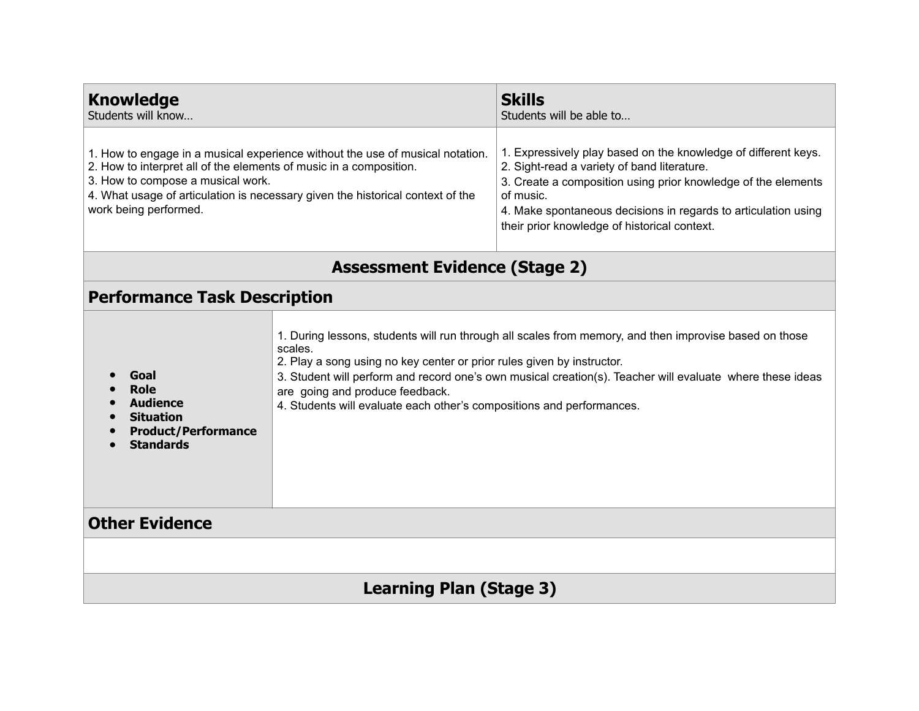| **Knowledge**<br>Students will know… | **Skills**<br>Students will be able to… |
| --- | --- |
| 1. How to engage in a musical experience without the use of musical notation.<br>2. How to interpret all of the elements of music in a composition.<br>3. How to compose a musical work.<br>4. What usage of articulation is necessary given the historical context of the work being performed. | 1. Expressively play based on the knowledge of different keys.<br>2. Sight-read a variety of band literature.<br>3. Create a composition using prior knowledge of the elements of music.<br>4. Make spontaneous decisions in regards to articulation using their prior knowledge of historical context. |

## Assessment Evidence (Stage 2)

### Performance Task Description

| | |
| --- | --- |
| • **Goal**<br>• **Role**<br>• **Audience**<br>• **Situation**<br>• **Product/Performance**<br>• **Standards** | 1. During lessons, students will run through all scales from memory, and then improvise based on those scales.<br>2. Play a song using no key center or prior rules given by instructor.<br>3. Student will perform and record one's own musical creation(s). Teacher will evaluate where these ideas are going and produce feedback.<br>4. Students will evaluate each other's compositions and performances. |

### Other Evidence

## Learning Plan (Stage 3)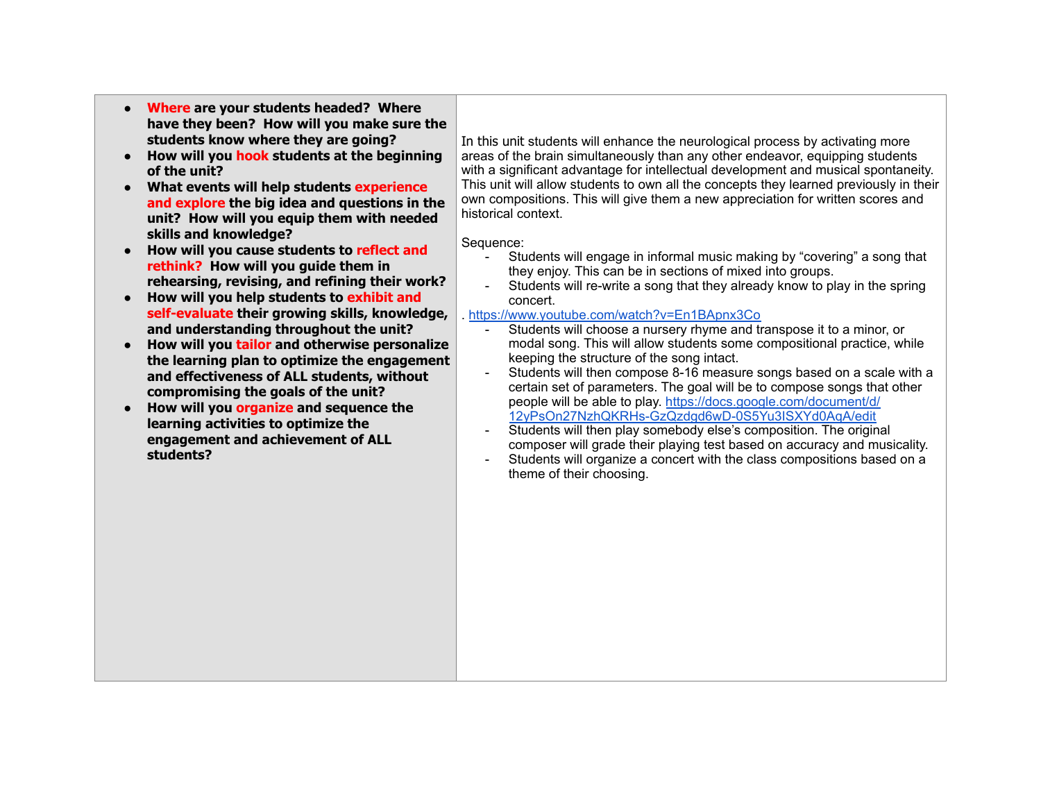| | |
|---|---|
| • **Where are your students headed? Where have they been? How will you make sure the students know where they are going?**<br>• **How will you hook students at the beginning of the unit?**<br>• **What events will help students experience and explore the big idea and questions in the unit? How will you equip them with needed skills and knowledge?**<br>• **How will you cause students to reflect and rethink? How will you guide them in rehearsing, revising, and refining their work?**<br>• **How will you help students to exhibit and self-evaluate their growing skills, knowledge, and understanding throughout the unit?**<br>• **How will you tailor and otherwise personalize the learning plan to optimize the engagement and effectiveness of ALL students, without compromising the goals of the unit?**<br>• **How will you organize and sequence the learning activities to optimize the engagement and achievement of ALL students?** | In this unit students will enhance the neurological process by activating more areas of the brain simultaneously than any other endeavor, equipping students with a significant advantage for intellectual development and musical spontaneity. This unit will allow students to own all the concepts they learned previously in their own compositions. This will give them a new appreciation for written scores and historical context.<br><br>Sequence:<br>- Students will engage in informal music making by "covering" a song that they enjoy. This can be in sections of mixed into groups.<br>- Students will re-write a song that they already know to play in the spring concert.<br>. https://www.youtube.com/watch?v=En1BApnx3Co<br>- Students will choose a nursery rhyme and transpose it to a minor, or modal song. This will allow students some compositional practice, while keeping the structure of the song intact.<br>- Students will then compose 8-16 measure songs based on a scale with a certain set of parameters. The goal will be to compose songs that other people will be able to play. https://docs.google.com/document/d/12yPsOn27NzhQKRHs-GzQzdgd6wD-0S5Yu3ISXYd0AqA/edit<br>- Students will then play somebody else's composition. The original composer will grade their playing test based on accuracy and musicality.<br>- Students will organize a concert with the class compositions based on a theme of their choosing. |